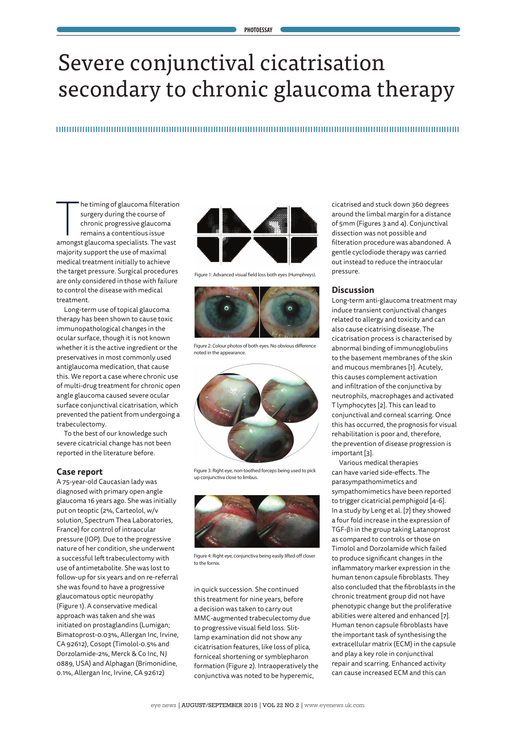# Severe conjunctival cicatrisation secondary to chronic glaucoma therapy

The timing of glaucoma filteration surgery during the course of chronic progressive glaucoma remains a contentious issue amongst glaucoma specialists. The vast majority support the use of maximal medical treatment initially to achieve the target pressure. Surgical procedures are only considered in those with failure to control the disease with medical treatment.

Long-term use of topical glaucoma therapy has been shown to cause toxic immunopathological changes in the ocular surface, though it is not known whether it is the active ingredient or the preservatives in most commonly used antiglaucoma medication, that cause this. We report a case where chronic use of multi-drug treatment for chronic open angle glaucoma caused severe ocular surface conjunctival cicatrisation, which prevented the patient from undergoing a trabeculectomy.

To the best of our knowledge such severe cicatricial change has not been reported in the literature before.

## Case report

A 75-year-old Caucasian lady was diagnosed with primary open angle glaucoma 16 years ago. She was initially put on teoptic (2%, Carteolol, w/v solution, Spectrum Thea Laboratories, France) for control of intraocular pressure (IOP). Due to the progressive nature of her condition, she underwent a successful left trabeculectomy with use of antimetabolite. She was lost to follow-up for six years and on re-referral she was found to have a progressive glaucomatous optic neuropathy (Figure 1). A conservative medical approach was taken and she was initiated on prostaglandins (Lumigan; Bimatoprost-0.03%, Allergan Inc, Irvine, CA 92612), Cosopt (Timolol-0.5% and Dorzolamide-2%, Merck & Co Inc, NJ 0889, USA) and Alphagan (Brimonidine, 0.1%, Allergan Inc, Irvine, CA 92612) in quick succession. She continued this treatment for nine years, before a decision was taken to carry out MMC-augmented trabeculectomy due to progressive visual field loss. Slit-lamp examination did not show any cicatrisation features, like loss of plica, forniceal shortening or symblepharon formation (Figure 2). Intraoperatively the conjunctiva was noted to be hyperemic, cicatrised and stuck down 360 degrees around the limbal margin for a distance of 5mm (Figures 3 and 4). Conjunctival dissection was not possible and filteration procedure was abandoned. A gentle cyclodiode therapy was carried out instead to reduce the intraocular pressure.

Figure 1: Advanced visual field loss both eyes (Humphreys).

Figure 2: Colour photos of both eyes. No obvious difference noted in the appearance.

Figure 3: Right eye, non-toothed forceps being used to pick up conjunctiva close to limbus.

Figure 4: Right eye, conjunctiva being easily lifted off closer to the fornix.

## Discussion

Long-term anti-glaucoma treatment may induce transient conjunctival changes related to allergy and toxicity and can also cause cicatrising disease. The cicatrisation process is characterised by abnormal binding of immunoglobulins to the basement membranes of the skin and mucous membranes [1]. Acutely, this causes complement activation and infiltration of the conjunctiva by neutrophils, macrophages and activated T lymphocytes [2]. This can lead to conjunctival and corneal scarring. Once this has occurred, the prognosis for visual rehabilitation is poor and, therefore, the prevention of disease progression is important [3].

Various medical therapies can have varied side-effects. The parasympathomimetics and sympathomimetics have been reported to trigger cicatricial pemphigoid [4-6]. In a study by Leng et al. [7] they showed a four fold increase in the expression of TGF-β1 in the group taking Latanoprost as compared to controls or those on Timolol and Dorzolamide which failed to produce significant changes in the inflammatory marker expression in the human tenon capsule fibroblasts. They also concluded that the fibroblasts in the chronic treatment group did not have phenotypic change but the proliferative abilities were altered and enhanced [7]. Human tenon capsule fibroblasts have the important task of synthesising the extracellular matrix (ECM) in the capsule and play a key role in conjunctival repair and scarring. Enhanced activity can cause increased ECM and this can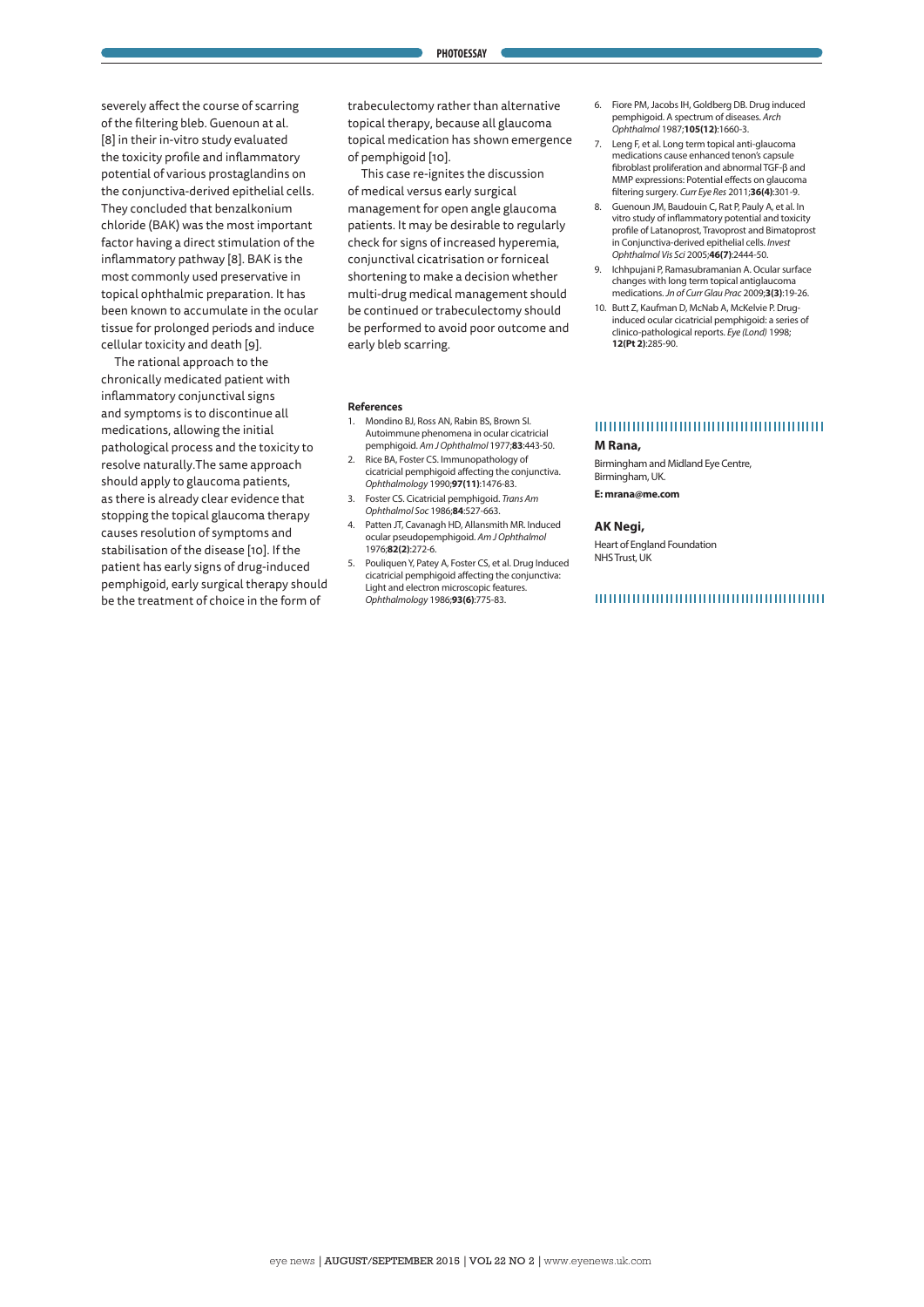severely affect the course of scarring of the filtering bleb. Guenoun at al. [8] in their in-vitro study evaluated the toxicity profile and inflammatory potential of various prostaglandins on the conjunctiva-derived epithelial cells. They concluded that benzalkonium chloride (BAK) was the most important factor having a direct stimulation of the inflammatory pathway [8]. BAK is the most commonly used preservative in topical ophthalmic preparation. It has been known to accumulate in the ocular tissue for prolonged periods and induce cellular toxicity and death [9].

The rational approach to the chronically medicated patient with inflammatory conjunctival signs and symptoms is to discontinue all medications, allowing the initial pathological process and the toxicity to resolve naturally.The same approach should apply to glaucoma patients, as there is already clear evidence that stopping the topical glaucoma therapy causes resolution of symptoms and stabilisation of the disease [10]. If the patient has early signs of drug-induced pemphigoid, early surgical therapy should be the treatment of choice in the form of trabeculectomy rather than alternative topical therapy, because all glaucoma topical medication has shown emergence of pemphigoid [10].

This case re-ignites the discussion of medical versus early surgical management for open angle glaucoma patients. It may be desirable to regularly check for signs of increased hyperemia, conjunctival cicatrisation or forniceal shortening to make a decision whether multi-drug medical management should be continued or trabeculectomy should be performed to avoid poor outcome and early bleb scarring.

**References**

1. Mondino BJ, Ross AN, Rabin BS, Brown SI. Autoimmune phenomena in ocular cicatricial pemphigoid. *Am J Ophthalmol* 1977;**83**:443-50.
2. Rice BA, Foster CS. Immunopathology of cicatricial pemphigoid affecting the conjunctiva. *Ophthalmology* 1990;**97(11)**:1476-83.
3. Foster CS. Cicatricial pemphigoid. *Trans Am Ophthalmol Soc* 1986;**84**:527-663.
4. Patten JT, Cavanagh HD, Allansmith MR. Induced ocular pseudopemphigoid. *Am J Ophthalmol* 1976;**82(2)**:272-6.
5. Pouliquen Y, Patey A, Foster CS, et al. Drug Induced cicatricial pemphigoid affecting the conjunctiva: Light and electron microscopic features. *Ophthalmology* 1986;**93(6)**:775-83.
6. Fiore PM, Jacobs IH, Goldberg DB. Drug induced pemphigoid. A spectrum of diseases. *Arch Ophthalmol* 1987;**105(12)**:1660-3.
7. Leng F, et al. Long term topical anti-glaucoma medications cause enhanced tenon's capsule fibroblast proliferation and abnormal TGF-β and MMP expressions: Potential effects on glaucoma filtering surgery. *Curr Eye Res* 2011;**36(4)**:301-9.
8. Guenoun JM, Baudouin C, Rat P, Pauly A, et al. In vitro study of inflammatory potential and toxicity profile of Latanoprost, Travoprost and Bimatoprost in Conjunctiva-derived epithelial cells. *Invest Ophthalmol Vis Sci* 2005;**46(7)**:2444-50.
9. Ichhpujani P, Ramasubramanian A. Ocular surface changes with long term topical antiglaucoma medications. *Jn of Curr Glau Prac* 2009;**3(3)**:19-26.
10. Butt Z, Kaufman D, McNab A, McKelvie P. Drug-induced ocular cicatricial pemphigoid: a series of clinico-pathological reports. *Eye (Lond)* 1998; **12(Pt 2)**:285-90.

**M Rana,**

Birmingham and Midland Eye Centre, Birmingham, UK.

**E: mrana@me.com**

**AK Negi,**

Heart of England Foundation NHS Trust, UK